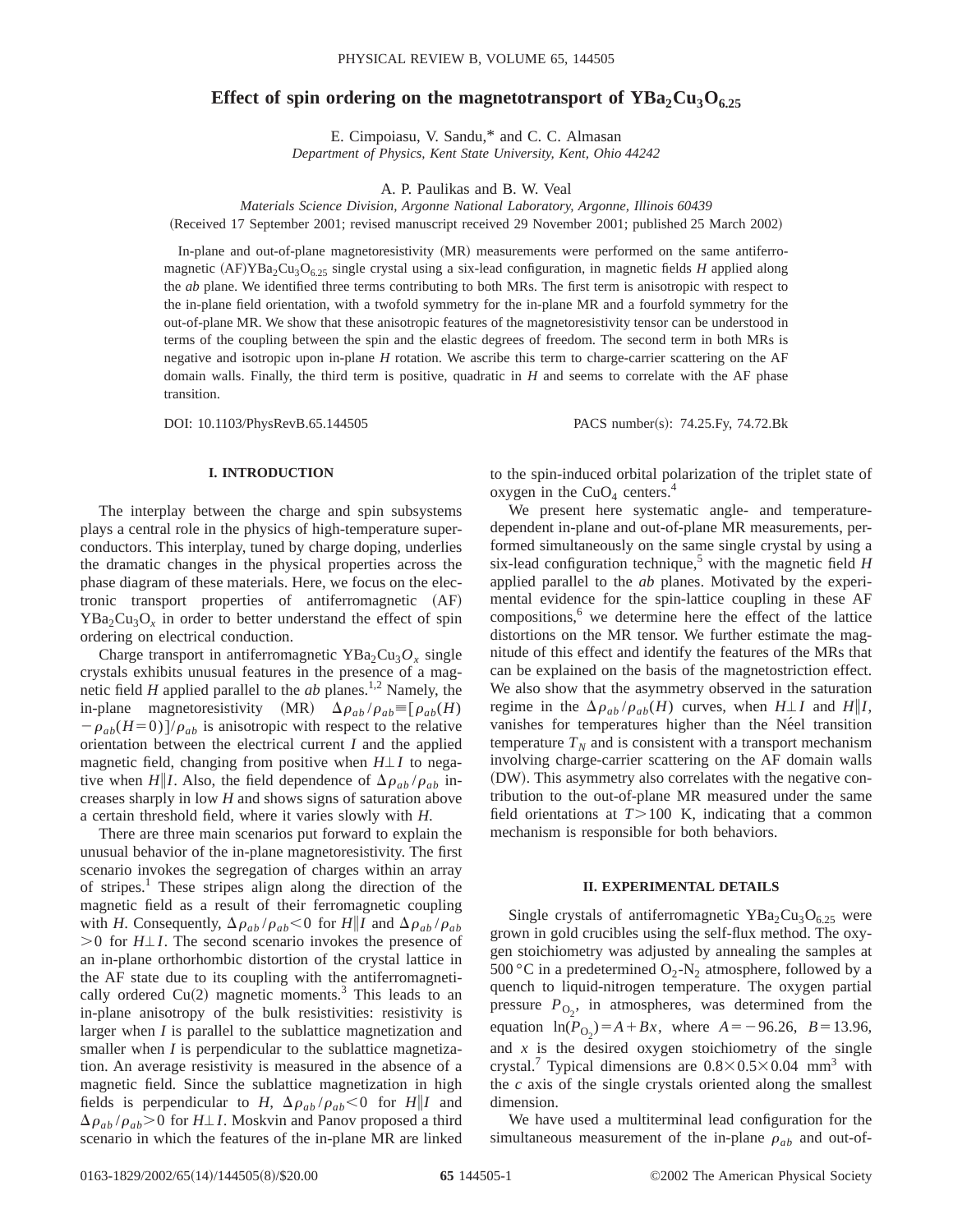# Effect of spin ordering on the magnetotransport of $YBa_2Cu_3O_{6.25}$

E. Cimpoiasu, V. Sandu,* and C. C. Almasan
*Department of Physics, Kent State University, Kent, Ohio 44242*

A. P. Paulikas and B. W. Veal
*Materials Science Division, Argonne National Laboratory, Argonne, Illinois 60439*

(Received 17 September 2001; revised manuscript received 29 November 2001; published 25 March 2002)

In-plane and out-of-plane magnetoresistivity (MR) measurements were performed on the same antiferromagnetic (AF)$YBa_2Cu_3O_{6.25}$ single crystal using a six-lead configuration, in magnetic fields $H$ applied along the $ab$ plane. We identified three terms contributing to both MRs. The first term is anisotropic with respect to the in-plane field orientation, with a twofold symmetry for the in-plane MR and a fourfold symmetry for the out-of-plane MR. We show that these anisotropic features of the magnetoresistivity tensor can be understood in terms of the coupling between the spin and the elastic degrees of freedom. The second term in both MRs is negative and isotropic upon in-plane $H$ rotation. We ascribe this term to charge-carrier scattering on the AF domain walls. Finally, the third term is positive, quadratic in $H$ and seems to correlate with the AF phase transition.

DOI: 10.1103/PhysRevB.65.144505 PACS number(s): 74.25.Fy, 74.72.Bk

## I. INTRODUCTION

The interplay between the charge and spin subsystems plays a central role in the physics of high-temperature superconductors. This interplay, tuned by charge doping, underlies the dramatic changes in the physical properties across the phase diagram of these materials. Here, we focus on the electronic transport properties of antiferromagnetic (AF) $YBa_2Cu_3O_x$ in order to better understand the effect of spin ordering on electrical conduction.

Charge transport in antiferromagnetic $YBa_2Cu_3O_x$ single crystals exhibits unusual features in the presence of a magnetic field $H$ applied parallel to the $ab$ planes.[1,2] Namely, the in-plane magnetoresistivity (MR) $\Delta\rho_{ab}/\rho_{ab} \equiv [\rho_{ab}(H) - \rho_{ab}(H=0)]/\rho_{ab}$ is anisotropic with respect to the relative orientation between the electrical current $I$ and the applied magnetic field, changing from positive when $H \perp I$ to negative when $H \| I$. Also, the field dependence of $\Delta\rho_{ab}/\rho_{ab}$ increases sharply in low $H$ and shows signs of saturation above a certain threshold field, where it varies slowly with $H$.

There are three main scenarios put forward to explain the unusual behavior of the in-plane magnetoresistivity. The first scenario invokes the segregation of charges within an array of stripes.[1] These stripes align along the direction of the magnetic field as a result of their ferromagnetic coupling with $H$. Consequently, $\Delta\rho_{ab}/\rho_{ab} < 0$ for $H \| I$ and $\Delta\rho_{ab}/\rho_{ab} > 0$ for $H \perp I$. The second scenario invokes the presence of an in-plane orthorhombic distortion of the crystal lattice in the AF state due to its coupling with the antiferromagnetically ordered Cu(2) magnetic moments.[3] This leads to an in-plane anisotropy of the bulk resistivities: resistivity is larger when $I$ is parallel to the sublattice magnetization and smaller when $I$ is perpendicular to the sublattice magnetization. An average resistivity is measured in the absence of a magnetic field. Since the sublattice magnetization in high fields is perpendicular to $H$, $\Delta\rho_{ab}/\rho_{ab} < 0$ for $H \| I$ and $\Delta\rho_{ab}/\rho_{ab} > 0$ for $H \perp I$. Moskvin and Panov proposed a third scenario in which the features of the in-plane MR are linked to the spin-induced orbital polarization of the triplet state of oxygen in the $CuO_4$ centers.[4]

We present here systematic angle- and temperature-dependent in-plane and out-of-plane MR measurements, performed simultaneously on the same single crystal by using a six-lead configuration technique,[5] with the magnetic field $H$ applied parallel to the $ab$ planes. Motivated by the experimental evidence for the spin-lattice coupling in these AF compositions,[6] we determine here the effect of the lattice distortions on the MR tensor. We further estimate the magnitude of this effect and identify the features of the MRs that can be explained on the basis of the magnetostriction effect. We also show that the asymmetry observed in the saturation regime in the $\Delta\rho_{ab}/\rho_{ab}(H)$ curves, when $H \perp I$ and $H \| I$, vanishes for temperatures higher than the Néel transition temperature $T_N$ and is consistent with a transport mechanism involving charge-carrier scattering on the AF domain walls (DW). This asymmetry also correlates with the negative contribution to the out-of-plane MR measured under the same field orientations at $T > 100$ K, indicating that a common mechanism is responsible for both behaviors.

## II. EXPERIMENTAL DETAILS

Single crystals of antiferromagnetic $YBa_2Cu_3O_{6.25}$ were grown in gold crucibles using the self-flux method. The oxygen stoichiometry was adjusted by annealing the samples at 500 °C in a predetermined $O_2$-$N_2$ atmosphere, followed by a quench to liquid-nitrogen temperature. The oxygen partial pressure $P_{O_2}$, in atmospheres, was determined from the equation $\ln(P_{O_2}) = A + Bx$, where $A = -96.26$, $B = 13.96$, and $x$ is the desired oxygen stoichiometry of the single crystal.[7] Typical dimensions are $0.8 \times 0.5 \times 0.04$ mm$^3$ with the $c$ axis of the single crystals oriented along the smallest dimension.

We have used a multiterminal lead configuration for the simultaneous measurement of the in-plane $\rho_{ab}$ and out-of-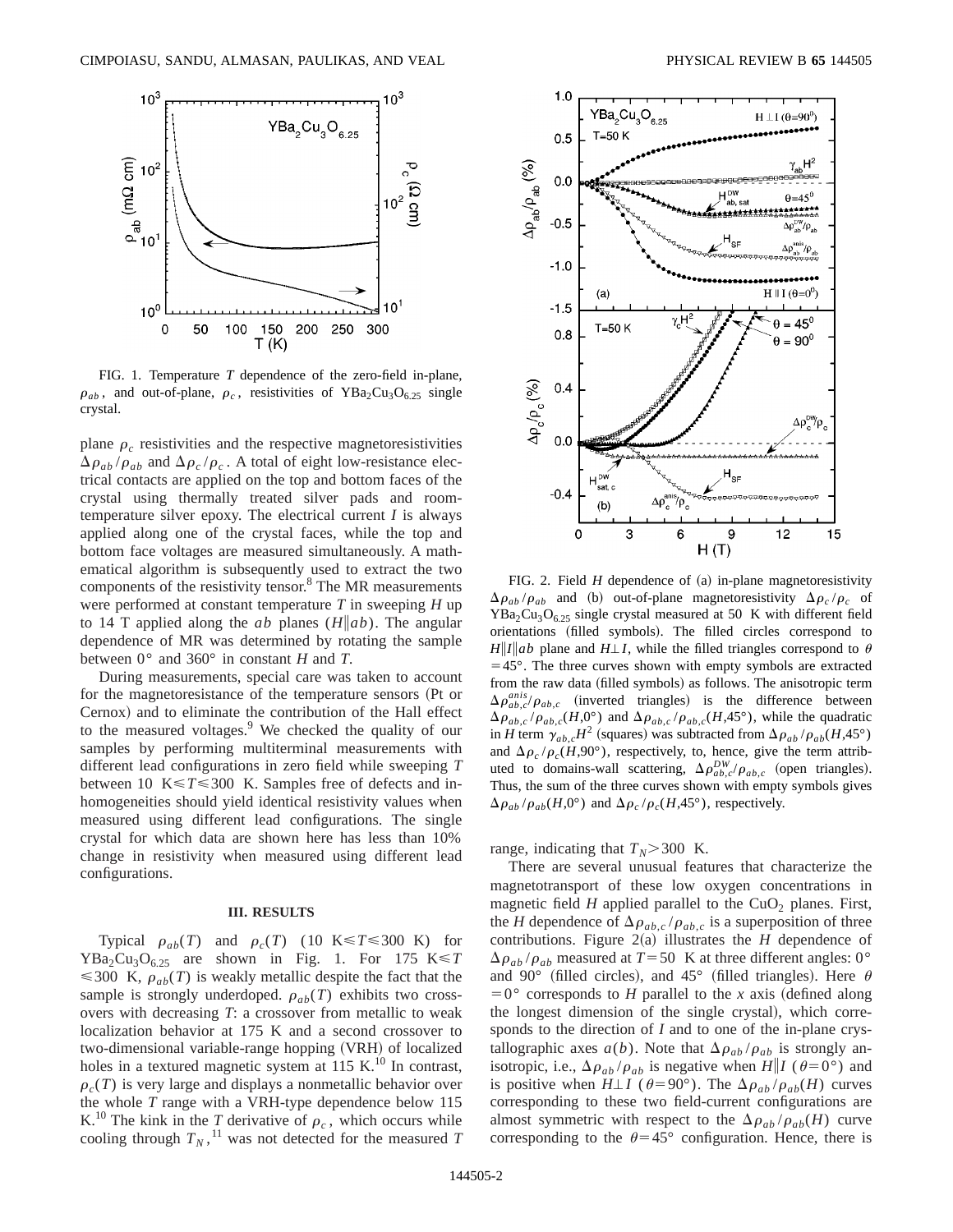FIG. 1. Temperature $T$ dependence of the zero-field in-plane, $\rho_{ab}$, and out-of-plane, $\rho_c$, resistivities of $YBa_2Cu_3O_{6.25}$ single crystal.

plane $\rho_c$ resistivities and the respective magnetoresistivities $\Delta\rho_{ab}/\rho_{ab}$ and $\Delta\rho_c/\rho_c$. A total of eight low-resistance electrical contacts are applied on the top and bottom faces of the crystal using thermally treated silver pads and room-temperature silver epoxy. The electrical current $I$ is always applied along one of the crystal faces, while the top and bottom face voltages are measured simultaneously. A mathematical algorithm is subsequently used to extract the two components of the resistivity tensor.[8] The MR measurements were performed at constant temperature $T$ in sweeping $H$ up to 14 T applied along the $ab$ planes ($H \| ab$). The angular dependence of MR was determined by rotating the sample between 0° and 360° in constant $H$ and $T$.

During measurements, special care was taken to account for the magnetoresistance of the temperature sensors (Pt or Cernox) and to eliminate the contribution of the Hall effect to the measured voltages.[9] We checked the quality of our samples by performing multiterminal measurements with different lead configurations in zero field while sweeping $T$ between 10 K$\leqslant T \leqslant$300 K. Samples free of defects and inhomogeneities should yield identical resistivity values when measured using different lead configurations. The single crystal for which data are shown here has less than 10% change in resistivity when measured using different lead configurations.

### III. RESULTS

Typical $\rho_{ab}(T)$ and $\rho_c(T)$ (10 K$\leqslant T \leqslant$300 K) for $YBa_2Cu_3O_{6.25}$ are shown in Fig. 1. For 175 K$\leqslant T \leqslant$300 K, $\rho_{ab}(T)$ is weakly metallic despite the fact that the sample is strongly underdoped. $\rho_{ab}(T)$ exhibits two crossovers with decreasing $T$: a crossover from metallic to weak localization behavior at 175 K and a second crossover to two-dimensional variable-range hopping (VRH) of localized holes in a textured magnetic system at 115 K.[10] In contrast, $\rho_c(T)$ is very large and displays a nonmetallic behavior over the whole $T$ range with a VRH-type dependence below 115 K.[10] The kink in the $T$ derivative of $\rho_c$, which occurs while cooling through $T_N$,[11] was not detected for the measured $T$ range, indicating that $T_N > 300$ K.

FIG. 2. Field $H$ dependence of (a) in-plane magnetoresistivity $\Delta\rho_{ab}/\rho_{ab}$ and (b) out-of-plane magnetoresistivity $\Delta\rho_c/\rho_c$ of $YBa_2Cu_3O_{6.25}$ single crystal measured at 50 K with different field orientations (filled symbols). The filled circles correspond to $H \| I \| ab$ plane and $H \perp I$, while the filled triangles correspond to $\theta = 45°$. The three curves shown with empty symbols are extracted from the raw data (filled symbols) as follows. The anisotropic term $\Delta\rho^{anis}_{ab,c}/\rho_{ab,c}$ (inverted triangles) is the difference between $\Delta\rho_{ab,c}/\rho_{ab,c}(H,0°)$ and $\Delta\rho_{ab,c}/\rho_{ab,c}(H,45°)$, while the quadratic in $H$ term $\gamma_{ab,c}H^2$ (squares) was subtracted from $\Delta\rho_{ab}/\rho_{ab}(H,45°)$ and $\Delta\rho_c/\rho_c(H,90°)$, respectively, to, hence, give the term attributed to domains-wall scattering, $\Delta\rho^{DW}_{ab,c}/\rho_{ab,c}$ (open triangles). Thus, the sum of the three curves shown with empty symbols gives $\Delta\rho_{ab}/\rho_{ab}(H,0°)$ and $\Delta\rho_c/\rho_c(H,45°)$, respectively.

There are several unusual features that characterize the magnetotransport of these low oxygen concentrations in magnetic field $H$ applied parallel to the $CuO_2$ planes. First, the $H$ dependence of $\Delta\rho_{ab,c}/\rho_{ab,c}$ is a superposition of three contributions. Figure 2(a) illustrates the $H$ dependence of $\Delta\rho_{ab}/\rho_{ab}$ measured at $T = 50$ K at three different angles: 0° and 90° (filled circles), and 45° (filled triangles). Here $\theta = 0°$ corresponds to $H$ parallel to the $x$ axis (defined along the longest dimension of the single crystal), which corresponds to the direction of $I$ and to one of the in-plane crystallographic axes $a(b)$. Note that $\Delta\rho_{ab}/\rho_{ab}$ is strongly anisotropic, i.e., $\Delta\rho_{ab}/\rho_{ab}$ is negative when $H \| I$ ($\theta = 0°$) and is positive when $H \perp I$ ($\theta = 90°$). The $\Delta\rho_{ab}/\rho_{ab}(H)$ curves corresponding to these two field-current configurations are almost symmetric with respect to the $\Delta\rho_{ab}/\rho_{ab}(H)$ curve corresponding to the $\theta = 45°$ configuration. Hence, there is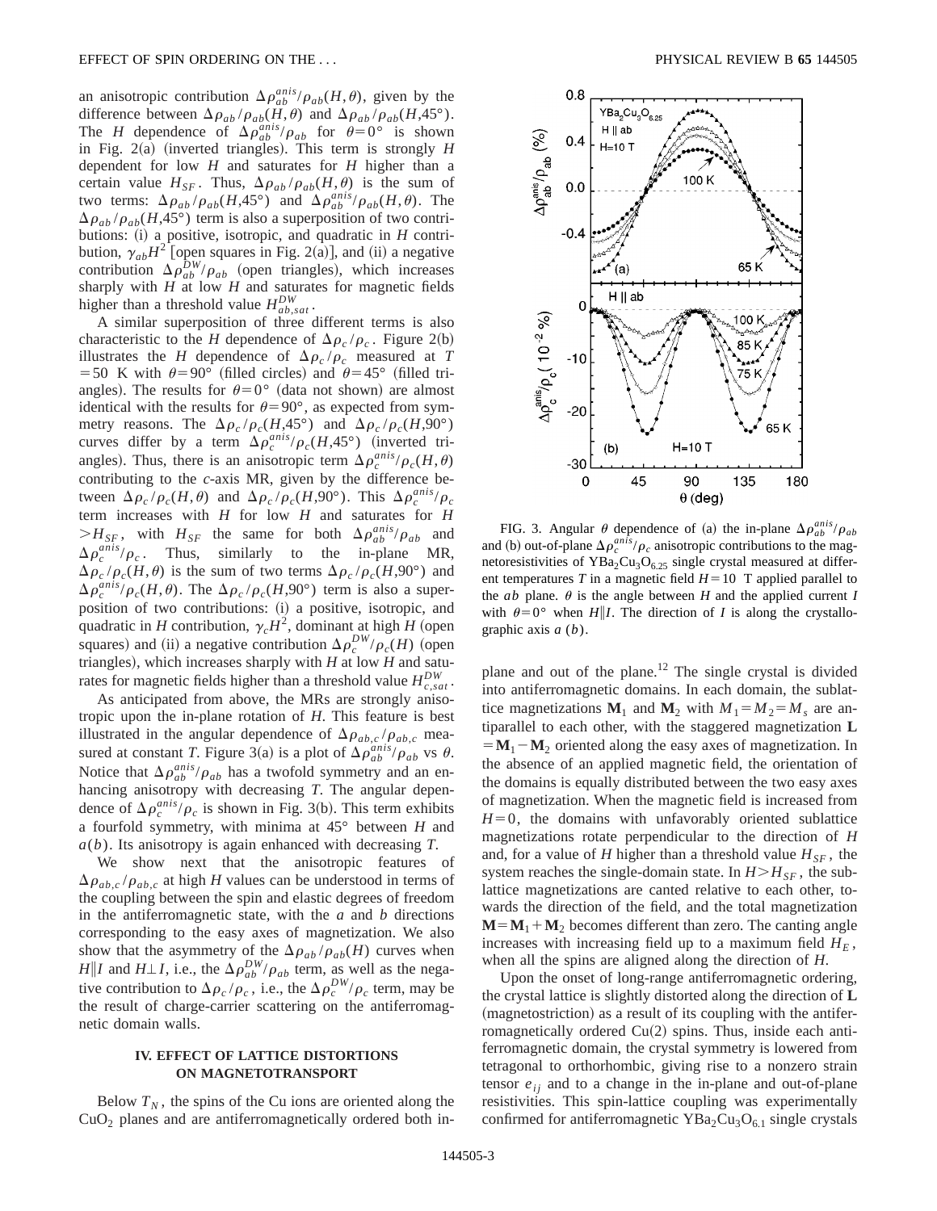an anisotropic contribution $\Delta\rho_{ab}^{anis}/\rho_{ab}(H,\theta)$, given by the difference between $\Delta\rho_{ab}/\rho_{ab}(H,\theta)$ and $\Delta\rho_{ab}/\rho_{ab}(H,45°)$. The $H$ dependence of $\Delta\rho_{ab}^{anis}/\rho_{ab}$ for $\theta=0°$ is shown in Fig. 2(a) (inverted triangles). This term is strongly $H$ dependent for low $H$ and saturates for $H$ higher than a certain value $H_{SF}$. Thus, $\Delta\rho_{ab}/\rho_{ab}(H,\theta)$ is the sum of two terms: $\Delta\rho_{ab}/\rho_{ab}(H,45°)$ and $\Delta\rho_{ab}^{anis}/\rho_{ab}(H,\theta)$. The $\Delta\rho_{ab}/\rho_{ab}(H,45°)$ term is also a superposition of two contributions: (i) a positive, isotropic, and quadratic in $H$ contribution, $\gamma_{ab}H^2$ [open squares in Fig. 2(a)], and (ii) a negative contribution $\Delta\rho_{ab}^{DW}/\rho_{ab}$ (open triangles), which increases sharply with $H$ at low $H$ and saturates for magnetic fields higher than a threshold value $H_{ab,sat}^{DW}$.

A similar superposition of three different terms is also characteristic to the $H$ dependence of $\Delta\rho_c/\rho_c$. Figure 2(b) illustrates the $H$ dependence of $\Delta\rho_c/\rho_c$ measured at $T=50$ K with $\theta=90°$ (filled circles) and $\theta=45°$ (filled triangles). The results for $\theta=0°$ (data not shown) are almost identical with the results for $\theta=90°$, as expected from symmetry reasons. The $\Delta\rho_c/\rho_c(H,45°)$ and $\Delta\rho_c/\rho_c(H,90°)$ curves differ by a term $\Delta\rho_c^{anis}/\rho_c(H,45°)$ (inverted triangles). Thus, there is an anisotropic term $\Delta\rho_c^{anis}/\rho_c(H,\theta)$ contributing to the $c$-axis MR, given by the difference between $\Delta\rho_c/\rho_c(H,\theta)$ and $\Delta\rho_c/\rho_c(H,90°)$. This $\Delta\rho_c^{anis}/\rho_c$ term increases with $H$ for low $H$ and saturates for $H>H_{SF}$, with $H_{SF}$ the same for both $\Delta\rho_{ab}^{anis}/\rho_{ab}$ and $\Delta\rho_c^{anis}/\rho_c$. Thus, similarly to the in-plane MR, $\Delta\rho_c/\rho_c(H,\theta)$ is the sum of two terms $\Delta\rho_c/\rho_c(H,90°)$ and $\Delta\rho_c^{anis}/\rho_c(H,\theta)$. The $\Delta\rho_c/\rho_c(H,90°)$ term is also a superposition of two contributions: (i) a positive, isotropic, and quadratic in $H$ contribution, $\gamma_c H^2$, dominant at high $H$ (open squares) and (ii) a negative contribution $\Delta\rho_c^{DW}/\rho_c(H)$ (open triangles), which increases sharply with $H$ at low $H$ and saturates for magnetic fields higher than a threshold value $H_{c,sat}^{DW}$.

As anticipated from above, the MRs are strongly anisotropic upon the in-plane rotation of $H$. This feature is best illustrated in the angular dependence of $\Delta\rho_{ab,c}/\rho_{ab,c}$ measured at constant $T$. Figure 3(a) is a plot of $\Delta\rho_{ab}^{anis}/\rho_{ab}$ vs $\theta$. Notice that $\Delta\rho_{ab}^{anis}/\rho_{ab}$ has a twofold symmetry and an enhancing anisotropy with decreasing $T$. The angular dependence of $\Delta\rho_c^{anis}/\rho_c$ is shown in Fig. 3(b). This term exhibits a fourfold symmetry, with minima at 45° between $H$ and $a(b)$. Its anisotropy is again enhanced with decreasing $T$.

We show next that the anisotropic features of $\Delta\rho_{ab,c}/\rho_{ab,c}$ at high $H$ values can be understood in terms of the coupling between the spin and elastic degrees of freedom in the antiferromagnetic state, with the $a$ and $b$ directions corresponding to the easy axes of magnetization. We also show that the asymmetry of the $\Delta\rho_{ab}/\rho_{ab}(H)$ curves when $H\|I$ and $H\perp I$, i.e., the $\Delta\rho_{ab}^{DW}/\rho_{ab}$ term, as well as the negative contribution to $\Delta\rho_c/\rho_c$, i.e., the $\Delta\rho_c^{DW}/\rho_c$ term, may be the result of charge-carrier scattering on the antiferromagnetic domain walls.

## IV. EFFECT OF LATTICE DISTORTIONS ON MAGNETOTRANSPORT

Below $T_N$, the spins of the Cu ions are oriented along the $CuO_2$ planes and are antiferromagnetically ordered both in-plane and out of the plane.[12] The single crystal is divided into antiferromagnetic domains. In each domain, the sublattice magnetizations $\mathbf{M}_1$ and $\mathbf{M}_2$ with $M_1=M_2=M_s$ are antiparallel to each other, with the staggered magnetization $\mathbf{L}=\mathbf{M}_1-\mathbf{M}_2$ oriented along the easy axes of magnetization. In the absence of an applied magnetic field, the orientation of the domains is equally distributed between the two easy axes of magnetization. When the magnetic field is increased from $H=0$, the domains with unfavorably oriented sublattice magnetizations rotate perpendicular to the direction of $H$ and, for a value of $H$ higher than a threshold value $H_{SF}$, the system reaches the single-domain state. In $H>H_{SF}$, the sublattice magnetizations are canted relative to each other, towards the direction of the field, and the total magnetization $\mathbf{M}=\mathbf{M}_1+\mathbf{M}_2$ becomes different than zero. The canting angle increases with increasing field up to a maximum field $H_E$, when all the spins are aligned along the direction of $H$.

Upon the onset of long-range antiferromagnetic ordering, the crystal lattice is slightly distorted along the direction of $\mathbf{L}$ (magnetostriction) as a result of its coupling with the antiferromagnetically ordered Cu(2) spins. Thus, inside each antiferromagnetic domain, the crystal symmetry is lowered from tetragonal to orthorhombic, giving rise to a nonzero strain tensor $e_{ij}$ and to a change in the in-plane and out-of-plane resistivities. This spin-lattice coupling was experimentally confirmed for antiferromagnetic $YBa_2Cu_3O_{6.1}$ single crystals

FIG. 3. Angular $\theta$ dependence of (a) the in-plane $\Delta\rho_{ab}^{anis}/\rho_{ab}$ and (b) out-of-plane $\Delta\rho_c^{anis}/\rho_c$ anisotropic contributions to the magnetoresistivities of $YBa_2Cu_3O_{6.25}$ single crystal measured at different temperatures $T$ in a magnetic field $H=10$ T applied parallel to the $ab$ plane. $\theta$ is the angle between $H$ and the applied current $I$ with $\theta=0°$ when $H\|I$. The direction of $I$ is along the crystallographic axis $a$ ($b$).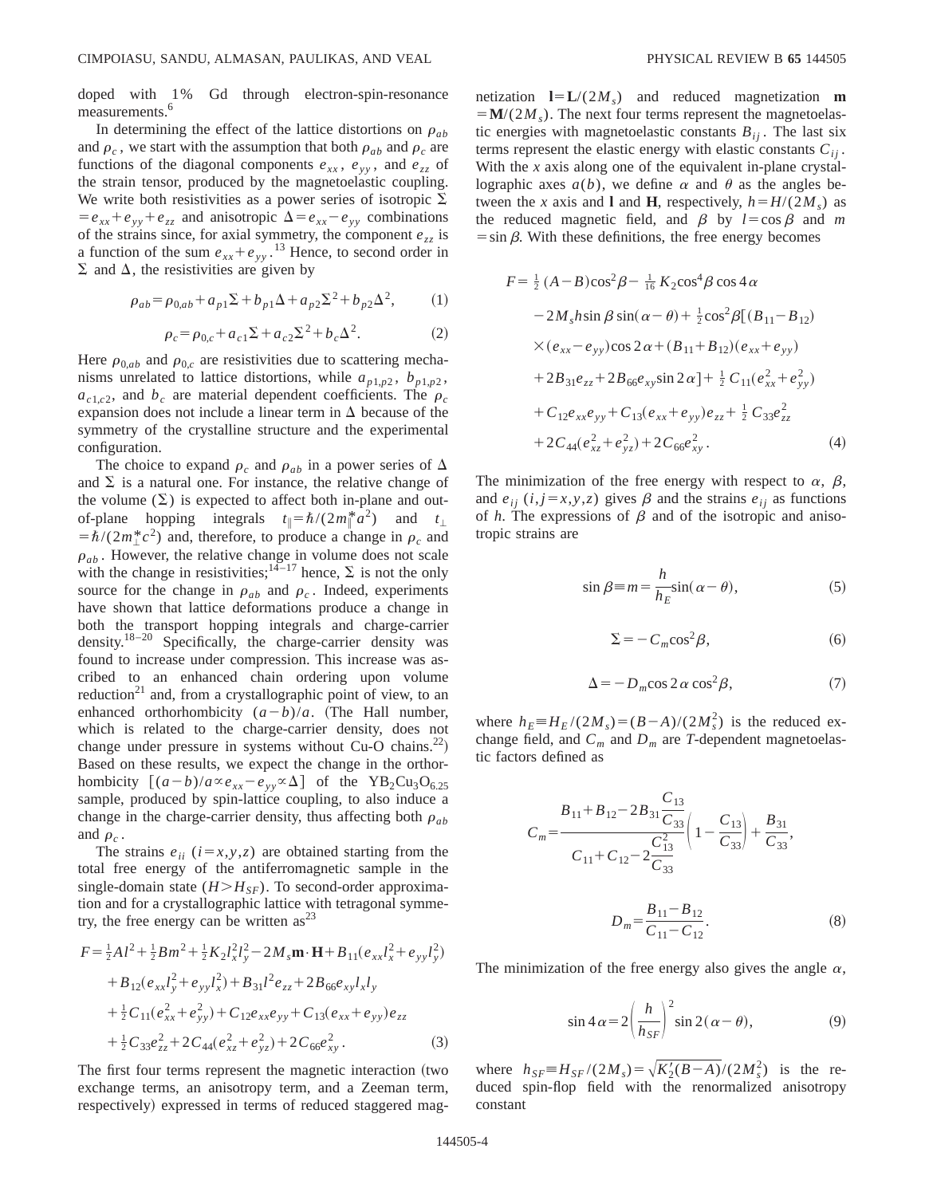doped with 1% Gd through electron-spin-resonance measurements.[6]

In determining the effect of the lattice distortions on $\rho_{ab}$ and $\rho_c$, we start with the assumption that both $\rho_{ab}$ and $\rho_c$ are functions of the diagonal components $e_{xx}$, $e_{yy}$, and $e_{zz}$ of the strain tensor, produced by the magnetoelastic coupling. We write both resistivities as a power series of isotropic $\Sigma = e_{xx}+e_{yy}+e_{zz}$ and anisotropic $\Delta = e_{xx}-e_{yy}$ combinations of the strains since, for axial symmetry, the component $e_{zz}$ is a function of the sum $e_{xx}+e_{yy}$.[13] Hence, to second order in $\Sigma$ and $\Delta$, the resistivities are given by

$$\rho_{ab}=\rho_{0,ab}+a_{p1}\Sigma+b_{p1}\Delta+a_{p2}\Sigma^2+b_{p2}\Delta^2, \tag{1}$$

$$\rho_{c}=\rho_{0,c}+a_{c1}\Sigma+a_{c2}\Sigma^2+b_{c}\Delta^2. \tag{2}$$

Here $\rho_{0,ab}$ and $\rho_{0,c}$ are resistivities due to scattering mechanisms unrelated to lattice distortions, while $a_{p1,p2}$, $b_{p1,p2}$, $a_{c1,c2}$, and $b_c$ are material dependent coefficients. The $\rho_c$ expansion does not include a linear term in $\Delta$ because of the symmetry of the crystalline structure and the experimental configuration.

The choice to expand $\rho_c$ and $\rho_{ab}$ in a power series of $\Delta$ and $\Sigma$ is a natural one. For instance, the relative change of the volume ($\Sigma$) is expected to affect both in-plane and out-of-plane hopping integrals $t_{\parallel}=\hbar/(2m_{\parallel}^{*}a^2)$ and $t_{\perp}=\hbar/(2m_{\perp}^{*}c^2)$ and, therefore, to produce a change in $\rho_c$ and $\rho_{ab}$. However, the relative change in volume does not scale with the change in resistivities;[14–17] hence, $\Sigma$ is not the only source for the change in $\rho_{ab}$ and $\rho_c$. Indeed, experiments have shown that lattice deformations produce a change in both the transport hopping integrals and charge-carrier density.[18–20] Specifically, the charge-carrier density was found to increase under compression. This increase was ascribed to an enhanced chain ordering upon volume reduction[21] and, from a crystallographic point of view, to an enhanced orthorhombicity $(a-b)/a$. (The Hall number, which is related to the charge-carrier density, does not change under pressure in systems without Cu-O chains.[22]) Based on these results, we expect the change in the orthorhombicity $[(a-b)/a \propto e_{xx}-e_{yy}\propto\Delta]$ of the $YB_2Cu_3O_{6.25}$ sample, produced by spin-lattice coupling, to also induce a change in the charge-carrier density, thus affecting both $\rho_{ab}$ and $\rho_c$.

The strains $e_{ii}$ $(i=x,y,z)$ are obtained starting from the total free energy of the antiferromagnetic sample in the single-domain state ($H>H_{SF}$). To second-order approximation and for a crystallographic lattice with tetragonal symmetry, the free energy can be written as[23]

$$\begin{aligned}F=&\tfrac{1}{2}Al^2+\tfrac{1}{2}Bm^2+\tfrac{1}{2}K_2l_x^2l_y^2-2M_s\mathbf{m}\cdot\mathbf{H}+B_{11}(e_{xx}l_x^2+e_{yy}l_y^2)\\&+B_{12}(e_{xx}l_y^2+e_{yy}l_x^2)+B_{31}l^2e_{zz}+2B_{66}e_{xy}l_xl_y\\&+\tfrac{1}{2}C_{11}(e_{xx}^2+e_{yy}^2)+C_{12}e_{xx}e_{yy}+C_{13}(e_{xx}+e_{yy})e_{zz}\\&+\tfrac{1}{2}C_{33}e_{zz}^2+2C_{44}(e_{xz}^2+e_{yz}^2)+2C_{66}e_{xy}^2.\end{aligned} \tag{3}$$

The first four terms represent the magnetic interaction (two exchange terms, an anisotropy term, and a Zeeman term, respectively) expressed in terms of reduced staggered magnetization $\mathbf{l}=\mathbf{L}/(2M_s)$ and reduced magnetization $\mathbf{m}=\mathbf{M}/(2M_s)$. The next four terms represent the magnetoelastic energies with magnetoelastic constants $B_{ij}$. The last six terms represent the elastic energy with elastic constants $C_{ij}$. With the $x$ axis along one of the equivalent in-plane crystallographic axes $a(b)$, we define $\alpha$ and $\theta$ as the angles between the $x$ axis and $\mathbf{l}$ and $\mathbf{H}$, respectively, $h=H/(2M_s)$ as the reduced magnetic field, and $\beta$ by $l=\cos\beta$ and $m=\sin\beta$. With these definitions, the free energy becomes

$$\begin{aligned}F=&\tfrac{1}{2}(A-B)\cos^2\beta-\tfrac{1}{16}K_2\cos^4\beta\cos 4\alpha\\&-2M_sh\sin\beta\sin(\alpha-\theta)+\tfrac{1}{2}\cos^2\beta[(B_{11}-B_{12})\\&\times(e_{xx}-e_{yy})\cos 2\alpha+(B_{11}+B_{12})(e_{xx}+e_{yy})\\&+2B_{31}e_{zz}+2B_{66}e_{xy}\sin 2\alpha]+\tfrac{1}{2}C_{11}(e_{xx}^2+e_{yy}^2)\\&+C_{12}e_{xx}e_{yy}+C_{13}(e_{xx}+e_{yy})e_{zz}+\tfrac{1}{2}C_{33}e_{zz}^2\\&+2C_{44}(e_{xz}^2+e_{yz}^2)+2C_{66}e_{xy}^2.\end{aligned} \tag{4}$$

The minimization of the free energy with respect to $\alpha$, $\beta$, and $e_{ij}$ $(i,j=x,y,z)$ gives $\beta$ and the strains $e_{ij}$ as functions of $h$. The expressions of $\beta$ and of the isotropic and anisotropic strains are

$$\sin\beta\equiv m=\frac{h}{h_E}\sin(\alpha-\theta), \tag{5}$$

$$\Sigma=-C_m\cos^2\beta, \tag{6}$$

$$\Delta=-D_m\cos 2\alpha\cos^2\beta, \tag{7}$$

where $h_E\equiv H_E/(2M_s)=(B-A)/(2M_s^2)$ is the reduced exchange field, and $C_m$ and $D_m$ are $T$-dependent magnetoelastic factors defined as

$$C_m=\frac{B_{11}+B_{12}-2B_{31}\dfrac{C_{13}}{C_{33}}}{C_{11}+C_{12}-2\dfrac{C_{13}^2}{C_{33}}}\left(1-\frac{C_{13}}{C_{33}}\right)+\frac{B_{31}}{C_{33}},$$

$$D_m=\frac{B_{11}-B_{12}}{C_{11}-C_{12}}. \tag{8}$$

The minimization of the free energy also gives the angle $\alpha$,

$$\sin 4\alpha=2\left(\frac{h}{h_{SF}}\right)^2\sin 2(\alpha-\theta), \tag{9}$$

where $h_{SF}\equiv H_{SF}/(2M_s)=\sqrt{K_2'(B-A)}/(2M_s^2)$ is the reduced spin-flop field with the renormalized anisotropy constant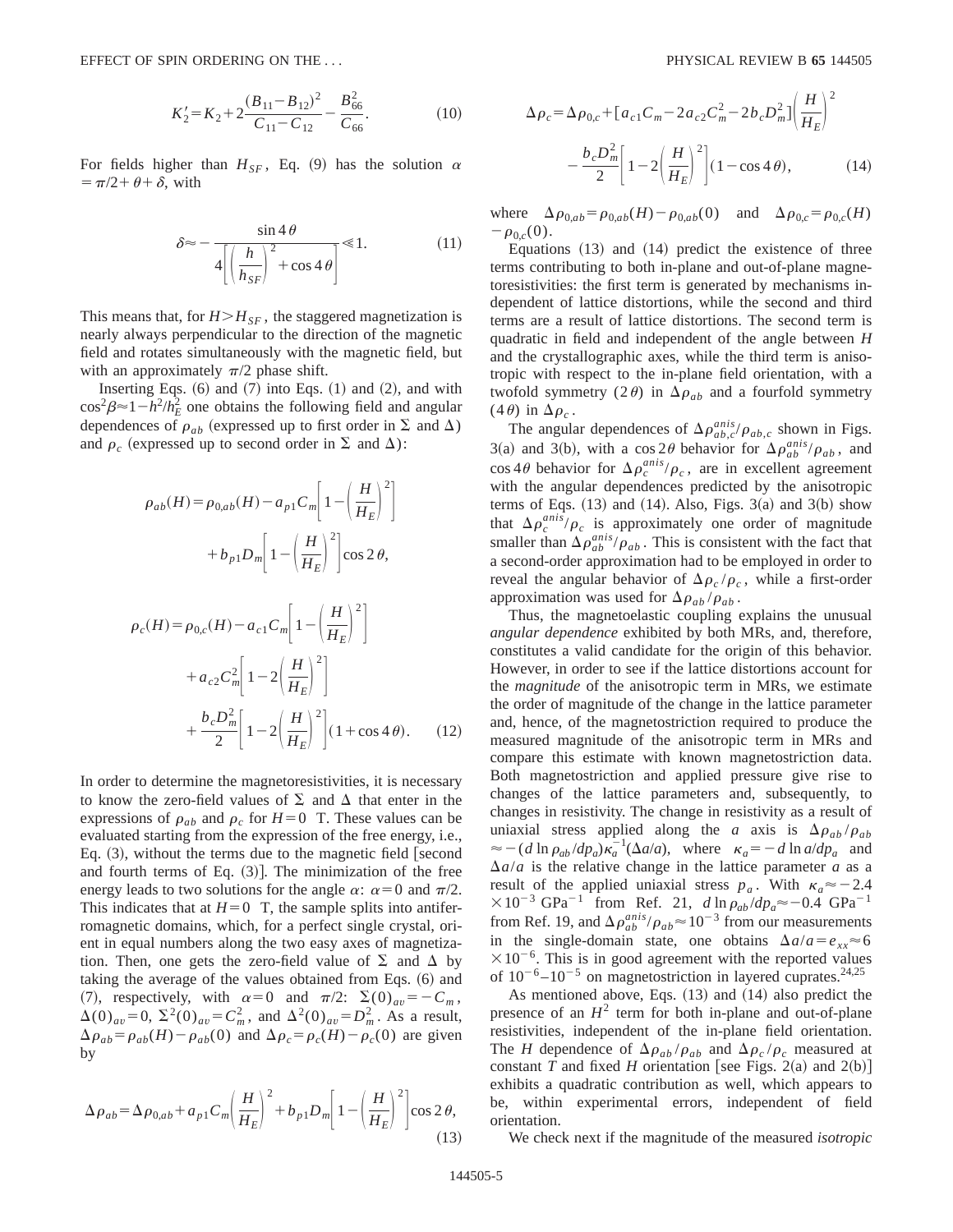$$K_2' = K_2 + 2\frac{(B_{11}-B_{12})^2}{C_{11}-C_{12}} - \frac{B_{66}^2}{C_{66}}. \tag{10}$$

For fields higher than $H_{SF}$, Eq. (9) has the solution $\alpha = \pi/2 + \theta + \delta$, with

$$\delta \approx -\frac{\sin 4\theta}{4\left[\left(\frac{h}{h_{SF}}\right)^2 + \cos 4\theta\right]} \ll 1. \tag{11}$$

This means that, for $H > H_{SF}$, the staggered magnetization is nearly always perpendicular to the direction of the magnetic field and rotates simultaneously with the magnetic field, but with an approximately $\pi/2$ phase shift.

Inserting Eqs. (6) and (7) into Eqs. (1) and (2), and with $\cos^2\beta \approx 1 - h^2/h_E^2$ one obtains the following field and angular dependences of $\rho_{ab}$ (expressed up to first order in $\Sigma$ and $\Delta$) and $\rho_c$ (expressed up to second order in $\Sigma$ and $\Delta$):

$$\rho_{ab}(H) = \rho_{0,ab}(H) - a_{p1}C_m\left[1 - \left(\frac{H}{H_E}\right)^2\right] + b_{p1}D_m\left[1 - \left(\frac{H}{H_E}\right)^2\right]\cos 2\theta,$$

$$\rho_c(H) = \rho_{0,c}(H) - a_{c1}C_m\left[1 - \left(\frac{H}{H_E}\right)^2\right] + a_{c2}C_m^2\left[1 - 2\left(\frac{H}{H_E}\right)^2\right] + \frac{b_c D_m^2}{2}\left[1 - 2\left(\frac{H}{H_E}\right)^2\right](1 + \cos 4\theta). \tag{12}$$

In order to determine the magnetoresistivities, it is necessary to know the zero-field values of $\Sigma$ and $\Delta$ that enter in the expressions of $\rho_{ab}$ and $\rho_c$ for $H = 0$ T. These values can be evaluated starting from the expression of the free energy, i.e., Eq. (3), without the terms due to the magnetic field [second and fourth terms of Eq. (3)]. The minimization of the free energy leads to two solutions for the angle $\alpha$: $\alpha = 0$ and $\pi/2$. This indicates that at $H = 0$ T, the sample splits into antiferromagnetic domains, which, for a perfect single crystal, orient in equal numbers along the two easy axes of magnetization. Then, one gets the zero-field value of $\Sigma$ and $\Delta$ by taking the average of the values obtained from Eqs. (6) and (7), respectively, with $\alpha = 0$ and $\pi/2$: $\Sigma(0)_{av} = -C_m$, $\Delta(0)_{av} = 0$, $\Sigma^2(0)_{av} = C_m^2$, and $\Delta^2(0)_{av} = D_m^2$. As a result, $\Delta\rho_{ab} = \rho_{ab}(H) - \rho_{ab}(0)$ and $\Delta\rho_c = \rho_c(H) - \rho_c(0)$ are given by

$$\Delta\rho_{ab} = \Delta\rho_{0,ab} + a_{p1}C_m\left(\frac{H}{H_E}\right)^2 + b_{p1}D_m\left[1 - \left(\frac{H}{H_E}\right)^2\right]\cos 2\theta, \tag{13}$$

$$\Delta\rho_c = \Delta\rho_{0,c} + [a_{c1}C_m - 2a_{c2}C_m^2 - 2b_c D_m^2]\left(\frac{H}{H_E}\right)^2 - \frac{b_c D_m^2}{2}\left[1 - 2\left(\frac{H}{H_E}\right)^2\right](1 - \cos 4\theta), \tag{14}$$

where $\Delta\rho_{0,ab} = \rho_{0,ab}(H) - \rho_{0,ab}(0)$ and $\Delta\rho_{0,c} = \rho_{0,c}(H) - \rho_{0,c}(0)$.

Equations (13) and (14) predict the existence of three terms contributing to both in-plane and out-of-plane magnetoresistivities: the first term is generated by mechanisms independent of lattice distortions, while the second and third terms are a result of lattice distortions. The second term is quadratic in field and independent of the angle between $H$ and the crystallographic axes, while the third term is anisotropic with respect to the in-plane field orientation, with a twofold symmetry ($2\theta$) in $\Delta\rho_{ab}$ and a fourfold symmetry ($4\theta$) in $\Delta\rho_c$.

The angular dependences of $\Delta\rho_{ab,c}^{anis}/\rho_{ab,c}$ shown in Figs. 3(a) and 3(b), with a $\cos 2\theta$ behavior for $\Delta\rho_{ab}^{anis}/\rho_{ab}$, and $\cos 4\theta$ behavior for $\Delta\rho_c^{anis}/\rho_c$, are in excellent agreement with the angular dependences predicted by the anisotropic terms of Eqs. (13) and (14). Also, Figs. 3(a) and 3(b) show that $\Delta\rho_c^{anis}/\rho_c$ is approximately one order of magnitude smaller than $\Delta\rho_{ab}^{anis}/\rho_{ab}$. This is consistent with the fact that a second-order approximation had to be employed in order to reveal the angular behavior of $\Delta\rho_c/\rho_c$, while a first-order approximation was used for $\Delta\rho_{ab}/\rho_{ab}$.

Thus, the magnetoelastic coupling explains the unusual *angular dependence* exhibited by both MRs, and, therefore, constitutes a valid candidate for the origin of this behavior. However, in order to see if the lattice distortions account for the *magnitude* of the anisotropic term in MRs, we estimate the order of magnitude of the change in the lattice parameter and, hence, of the magnetostriction required to produce the measured magnitude of the anisotropic term in MRs and compare this estimate with known magnetostriction data. Both magnetostriction and applied pressure give rise to changes of the lattice parameters and, subsequently, to changes in resistivity. The change in resistivity as a result of uniaxial stress applied along the $a$ axis is $\Delta\rho_{ab}/\rho_{ab} \approx -(d\ln\rho_{ab}/dp_a)\kappa_a^{-1}(\Delta a/a)$, where $\kappa_a = -d\ln a/dp_a$ and $\Delta a/a$ is the relative change in the lattice parameter $a$ as a result of the applied uniaxial stress $p_a$. With $\kappa_a \approx -2.4 \times 10^{-3}\ \mathrm{GPa}^{-1}$ from Ref. 21, $d\ln\rho_{ab}/dp_a \approx -0.4\ \mathrm{GPa}^{-1}$ from Ref. 19, and $\Delta\rho_{ab}^{anis}/\rho_{ab} \approx 10^{-3}$ from our measurements in the single-domain state, one obtains $\Delta a/a = e_{xx} \approx 6 \times 10^{-6}$. This is in good agreement with the reported values of $10^{-6}$–$10^{-5}$ on magnetostriction in layered cuprates.[24,25]

As mentioned above, Eqs. (13) and (14) also predict the presence of an $H^2$ term for both in-plane and out-of-plane resistivities, independent of the in-plane field orientation. The $H$ dependence of $\Delta\rho_{ab}/\rho_{ab}$ and $\Delta\rho_c/\rho_c$ measured at constant $T$ and fixed $H$ orientation [see Figs. 2(a) and 2(b)] exhibits a quadratic contribution as well, which appears to be, within experimental errors, independent of field orientation.

We check next if the magnitude of the measured *isotropic*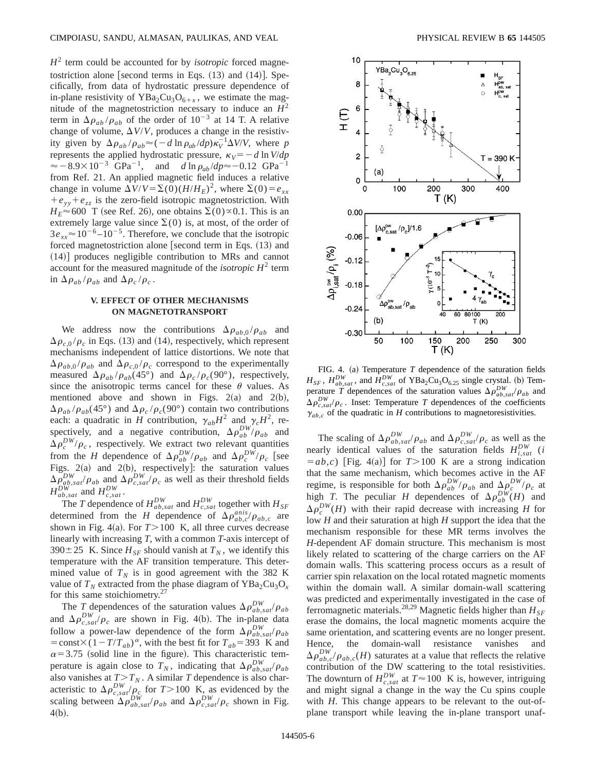$H^2$ term could be accounted for by *isotropic* forced magnetostriction alone [second terms in Eqs. (13) and (14)]. Specifically, from data of hydrostatic pressure dependence of in-plane resistivity of $YBa_2Cu_3O_{6+x}$, we estimate the magnitude of the magnetostriction necessary to induce an $H^2$ term in $\Delta\rho_{ab}/\rho_{ab}$ of the order of $10^{-3}$ at 14 T. A relative change of volume, $\Delta V/V$, produces a change in the resistivity given by $\Delta\rho_{ab}/\rho_{ab} \approx (-d \ln \rho_{ab}/dp)\kappa_V^{-1}\Delta V/V$, where $p$ represents the applied hydrostatic pressure, $\kappa_V = -d \ln V/dp \approx -8.9\times10^{-3}$ GPa$^{-1}$, and $d \ln \rho_{ab}/dp \approx -0.12$ GPa$^{-1}$ from Ref. 21. An applied magnetic field induces a relative change in volume $\Delta V/V = \Sigma(0)(H/H_E)^2$, where $\Sigma(0) = e_{xx} + e_{yy} + e_{zz}$ is the zero-field isotropic magnetostriction. With $H_E \approx 600$ T (see Ref. 26), one obtains $\Sigma(0) \propto 0.1$. This is an extremely large value since $\Sigma(0)$ is, at most, of the order of $3e_{xx} \approx 10^{-6}$–$10^{-5}$. Therefore, we conclude that the isotropic forced magnetostriction alone [second term in Eqs. (13) and (14)] produces negligible contribution to MRs and cannot account for the measured magnitude of the *isotropic* $H^2$ term in $\Delta\rho_{ab}/\rho_{ab}$ and $\Delta\rho_c/\rho_c$.

## V. EFFECT OF OTHER MECHANISMS ON MAGNETOTRANSPORT

We address now the contributions $\Delta\rho_{ab,0}/\rho_{ab}$ and $\Delta\rho_{c,0}/\rho_c$ in Eqs. (13) and (14), respectively, which represent mechanisms independent of lattice distortions. We note that $\Delta\rho_{ab,0}/\rho_{ab}$ and $\Delta\rho_{c,0}/\rho_c$ correspond to the experimentally measured $\Delta\rho_{ab}/\rho_{ab}(45°)$ and $\Delta\rho_c/\rho_c(90°)$, respectively, since the anisotropic terms cancel for these $\theta$ values. As mentioned above and shown in Figs. 2(a) and 2(b), $\Delta\rho_{ab}/\rho_{ab}(45°)$ and $\Delta\rho_c/\rho_c(90°)$ contain two contributions each: a quadratic in $H$ contribution, $\gamma_{ab}H^2$ and $\gamma_c H^2$, respectively, and a negative contribution, $\Delta\rho_{ab}^{DW}/\rho_{ab}$ and $\Delta\rho_c^{DW}/\rho_c$, respectively. We extract two relevant quantities from the $H$ dependence of $\Delta\rho_{ab}^{DW}/\rho_{ab}$ and $\Delta\rho_c^{DW}/\rho_c$ [see Figs. 2(a) and 2(b), respectively]: the saturation values $\Delta\rho_{ab,sat}^{DW}/\rho_{ab}$ and $\Delta\rho_{c,sat}^{DW}/\rho_c$ as well as their threshold fields $H_{ab,sat}^{DW}$ and $H_{c,sat}^{DW}$.

The $T$ dependence of $H_{ab,sat}^{DW}$ and $H_{c,sat}^{DW}$ together with $H_{SF}$ determined from the $H$ dependence of $\Delta\rho_{ab,c}^{anis}/\rho_{ab,c}$ are shown in Fig. 4(a). For $T > 100$ K, all three curves decrease linearly with increasing $T$, with a common $T$-axis intercept of $390\pm25$ K. Since $H_{SF}$ should vanish at $T_N$, we identify this temperature with the AF transition temperature. This determined value of $T_N$ is in good agreement with the 382 K value of $T_N$ extracted from the phase diagram of $YBa_2Cu_3O_x$ for this same stoichiometry.[27]

The $T$ dependences of the saturation values $\Delta\rho_{ab,sat}^{DW}/\rho_{ab}$ and $\Delta\rho_{c,sat}^{DW}/\rho_c$ are shown in Fig. 4(b). The in-plane data follow a power-law dependence of the form $\Delta\rho_{ab,sat}^{DW}/\rho_{ab} = \text{const}\times(1-T/T_{ab})^{\alpha}$, with the best fit for $T_{ab} = 393$ K and $\alpha = 3.75$ (solid line in the figure). This characteristic temperature is again close to $T_N$, indicating that $\Delta\rho_{ab,sat}^{DW}/\rho_{ab}$ also vanishes at $T > T_N$. A similar $T$ dependence is also characteristic to $\Delta\rho_{c,sat}^{DW}/\rho_c$ for $T > 100$ K, as evidenced by the scaling between $\Delta\rho_{ab,sat}^{DW}/\rho_{ab}$ and $\Delta\rho_{c,sat}^{DW}/\rho_c$ shown in Fig. 4(b).

FIG. 4. (a) Temperature $T$ dependence of the saturation fields $H_{SF}$, $H_{ab,sat}^{DW}$, and $H_{c,sat}^{DW}$ of $YBa_2Cu_3O_{6.25}$ single crystal. (b) Temperature $T$ dependences of the saturation values $\Delta\rho_{ab,sat}^{DW}/\rho_{ab}$ and $\Delta\rho_{c,sat}^{DW}/\rho_c$. Inset: Temperature $T$ dependences of the coefficients $\gamma_{ab,c}$ of the quadratic in $H$ contributions to magnetoresistivities.

The scaling of $\Delta\rho_{ab,sat}^{DW}/\rho_{ab}$ and $\Delta\rho_{c,sat}^{DW}/\rho_c$ as well as the nearly identical values of the saturation fields $H_{i,sat}^{DW}$ ($i = ab,c$) [Fig. 4(a)] for $T > 100$ K are a strong indication that the same mechanism, which becomes active in the AF regime, is responsible for both $\Delta\rho_{ab}^{DW}/\rho_{ab}$ and $\Delta\rho_c^{DW}/\rho_c$ at high $T$. The peculiar $H$ dependences of $\Delta\rho_{ab}^{DW}(H)$ and $\Delta\rho_c^{DW}(H)$ with their rapid decrease with increasing $H$ for low $H$ and their saturation at high $H$ support the idea that the mechanism responsible for these MR terms involves the $H$-dependent AF domain structure. This mechanism is most likely related to scattering of the charge carriers on the AF domain walls. This scattering process occurs as a result of carrier spin relaxation on the local rotated magnetic moments within the domain wall. A similar domain-wall scattering was predicted and experimentally investigated in the case of ferromagnetic materials.[28,29] Magnetic fields higher than $H_{SF}$ erase the domains, the local magnetic moments acquire the same orientation, and scattering events are no longer present. Hence, the domain-wall resistance vanishes and $\Delta\rho_{ab,c}^{DW}/\rho_{ab,c}(H)$ saturates at a value that reflects the relative contribution of the DW scattering to the total resistivities. The downturn of $H_{c,sat}^{DW}$ at $T \approx 100$ K is, however, intriguing and might signal a change in the way the Cu spins couple with $H$. This change appears to be relevant to the out-of-plane transport while leaving the in-plane transport unaf-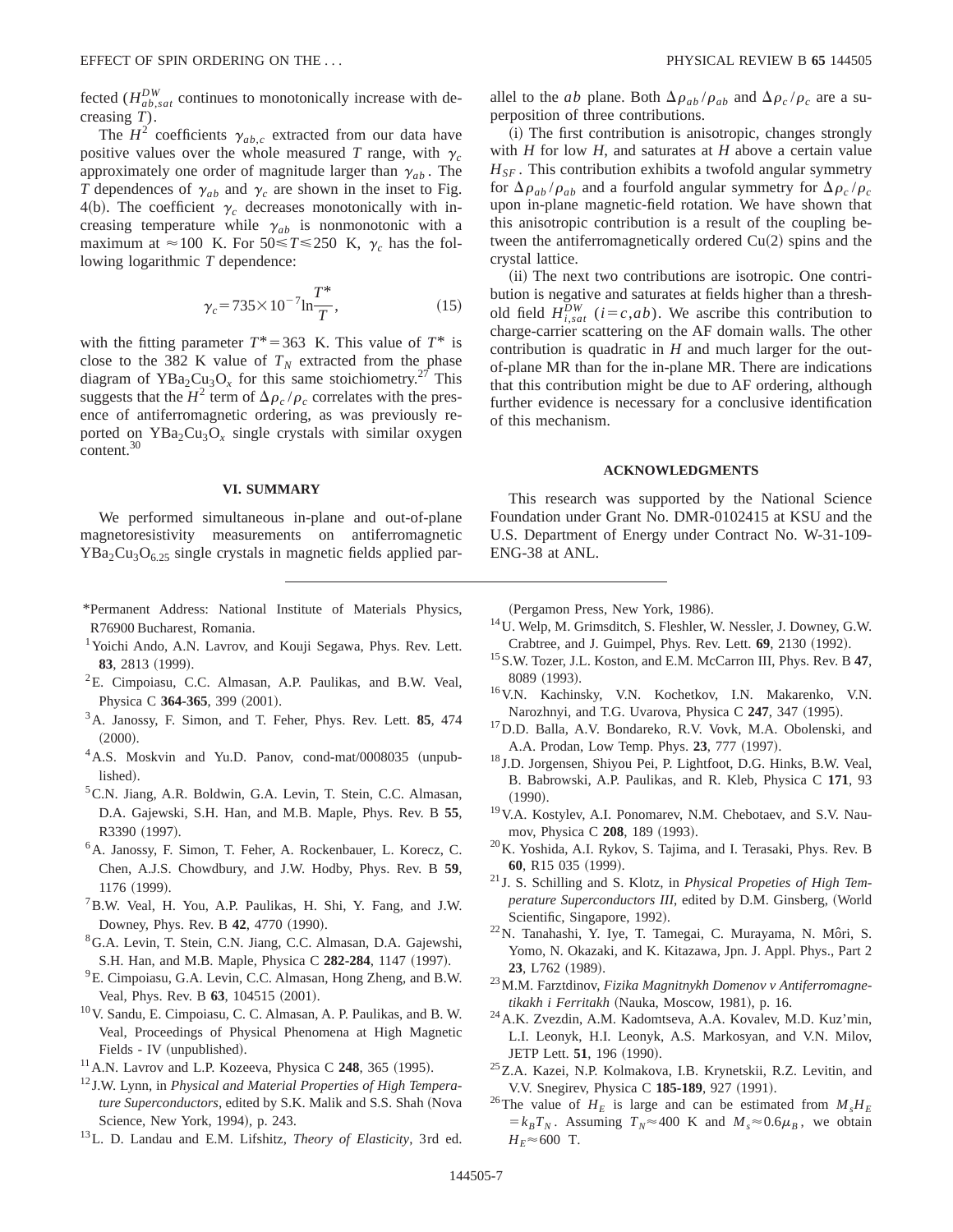fected ($H_{ab,sat}^{DW}$ continues to monotonically increase with decreasing $T$).

The $H^2$ coefficients $\gamma_{ab,c}$ extracted from our data have positive values over the whole measured $T$ range, with $\gamma_c$ approximately one order of magnitude larger than $\gamma_{ab}$. The $T$ dependences of $\gamma_{ab}$ and $\gamma_c$ are shown in the inset to Fig. 4(b). The coefficient $\gamma_c$ decreases monotonically with increasing temperature while $\gamma_{ab}$ is nonmonotonic with a maximum at $\approx 100$ K. For $50 \leq T \leq 250$ K, $\gamma_c$ has the following logarithmic $T$ dependence:

$$\gamma_c = 735 \times 10^{-7} \ln \frac{T^*}{T}, \tag{15}$$

with the fitting parameter $T^* = 363$ K. This value of $T^*$ is close to the 382 K value of $T_N$ extracted from the phase diagram of $YBa_2Cu_3O_x$ for this same stoichiometry.[27] This suggests that the $H^2$ term of $\Delta\rho_c/\rho_c$ correlates with the presence of antiferromagnetic ordering, as was previously reported on $YBa_2Cu_3O_x$ single crystals with similar oxygen content.[30]

## VI. SUMMARY

We performed simultaneous in-plane and out-of-plane magnetoresistivity measurements on antiferromagnetic $YBa_2Cu_3O_{6.25}$ single crystals in magnetic fields applied parallel to the $ab$ plane. Both $\Delta\rho_{ab}/\rho_{ab}$ and $\Delta\rho_c/\rho_c$ are a superposition of three contributions.

(i) The first contribution is anisotropic, changes strongly with $H$ for low $H$, and saturates at $H$ above a certain value $H_{SF}$. This contribution exhibits a twofold angular symmetry for $\Delta\rho_{ab}/\rho_{ab}$ and a fourfold angular symmetry for $\Delta\rho_c/\rho_c$ upon in-plane magnetic-field rotation. We have shown that this anisotropic contribution is a result of the coupling between the antiferromagnetically ordered Cu(2) spins and the crystal lattice.

(ii) The next two contributions are isotropic. One contribution is negative and saturates at fields higher than a threshold field $H_{i,sat}^{DW}$ ($i = c, ab$). We ascribe this contribution to charge-carrier scattering on the AF domain walls. The other contribution is quadratic in $H$ and much larger for the out-of-plane MR than for the in-plane MR. There are indications that this contribution might be due to AF ordering, although further evidence is necessary for a conclusive identification of this mechanism.

## ACKNOWLEDGMENTS

This research was supported by the National Science Foundation under Grant No. DMR-0102415 at KSU and the U.S. Department of Energy under Contract No. W-31-109-ENG-38 at ANL.

---

*Permanent Address: National Institute of Materials Physics, R76900 Bucharest, Romania.

[1] Yoichi Ando, A.N. Lavrov, and Kouji Segawa, Phys. Rev. Lett. **83**, 2813 (1999).

[2] E. Cimpoiasu, C.C. Almasan, A.P. Paulikas, and B.W. Veal, Physica C **364-365**, 399 (2001).

[3] A. Janossy, F. Simon, and T. Feher, Phys. Rev. Lett. **85**, 474 (2000).

[4] A.S. Moskvin and Yu.D. Panov, cond-mat/0008035 (unpublished).

[5] C.N. Jiang, A.R. Boldwin, G.A. Levin, T. Stein, C.C. Almasan, D.A. Gajewski, S.H. Han, and M.B. Maple, Phys. Rev. B **55**, R3390 (1997).

[6] A. Janossy, F. Simon, T. Feher, A. Rockenbauer, L. Korecz, C. Chen, A.J.S. Chowdbury, and J.W. Hodby, Phys. Rev. B **59**, 1176 (1999).

[7] B.W. Veal, H. You, A.P. Paulikas, H. Shi, Y. Fang, and J.W. Downey, Phys. Rev. B **42**, 4770 (1990).

[8] G.A. Levin, T. Stein, C.N. Jiang, C.C. Almasan, D.A. Gajewshi, S.H. Han, and M.B. Maple, Physica C **282-284**, 1147 (1997).

[9] E. Cimpoiasu, G.A. Levin, C.C. Almasan, Hong Zheng, and B.W. Veal, Phys. Rev. B **63**, 104515 (2001).

[10] V. Sandu, E. Cimpoiasu, C. C. Almasan, A. P. Paulikas, and B. W. Veal, Proceedings of Physical Phenomena at High Magnetic Fields - IV (unpublished).

[11] A.N. Lavrov and L.P. Kozeeva, Physica C **248**, 365 (1995).

[12] J.W. Lynn, in *Physical and Material Properties of High Temperature Superconductors*, edited by S.K. Malik and S.S. Shah (Nova Science, New York, 1994), p. 243.

[13] L. D. Landau and E.M. Lifshitz, *Theory of Elasticity*, 3rd ed. (Pergamon Press, New York, 1986).

[14] U. Welp, M. Grimsditch, S. Fleshler, W. Nessler, J. Downey, G.W. Crabtree, and J. Guimpel, Phys. Rev. Lett. **69**, 2130 (1992).

[15] S.W. Tozer, J.L. Koston, and E.M. McCarron III, Phys. Rev. B **47**, 8089 (1993).

[16] V.N. Kachinsky, V.N. Kochetkov, I.N. Makarenko, V.N. Narozhnyi, and T.G. Uvarova, Physica C **247**, 347 (1995).

[17] D.D. Balla, A.V. Bondareko, R.V. Vovk, M.A. Obolenski, and A.A. Prodan, Low Temp. Phys. **23**, 777 (1997).

[18] J.D. Jorgensen, Shiyou Pei, P. Lightfoot, D.G. Hinks, B.W. Veal, B. Babrowski, A.P. Paulikas, and R. Kleb, Physica C **171**, 93 (1990).

[19] V.A. Kostylev, A.I. Ponomarev, N.M. Chebotaev, and S.V. Naumov, Physica C **208**, 189 (1993).

[20] K. Yoshida, A.I. Rykov, S. Tajima, and I. Terasaki, Phys. Rev. B **60**, R15 035 (1999).

[21] J. S. Schilling and S. Klotz, in *Physical Propeties of High Temperature Superconductors III*, edited by D.M. Ginsberg, (World Scientific, Singapore, 1992).

[22] N. Tanahashi, Y. Iye, T. Tamegai, C. Murayama, N. Môri, S. Yomo, N. Okazaki, and K. Kitazawa, Jpn. J. Appl. Phys., Part 2 **23**, L762 (1989).

[23] M.M. Farztdinov, *Fizika Magnitnykh Domenov v Antiferromagnetikakh i Ferritakh* (Nauka, Moscow, 1981), p. 16.

[24] A.K. Zvezdin, A.M. Kadomtseva, A.A. Kovalev, M.D. Kuz'min, L.I. Leonyk, H.I. Leonyk, A.S. Markosyan, and V.N. Milov, JETP Lett. **51**, 196 (1990).

[25] Z.A. Kazei, N.P. Kolmakova, I.B. Krynetskii, R.Z. Levitin, and V.V. Snegirev, Physica C **185-189**, 927 (1991).

[26] The value of $H_E$ is large and can be estimated from $M_s H_E = k_B T_N$. Assuming $T_N \approx 400$ K and $M_s \approx 0.6\mu_B$, we obtain $H_E \approx 600$ T.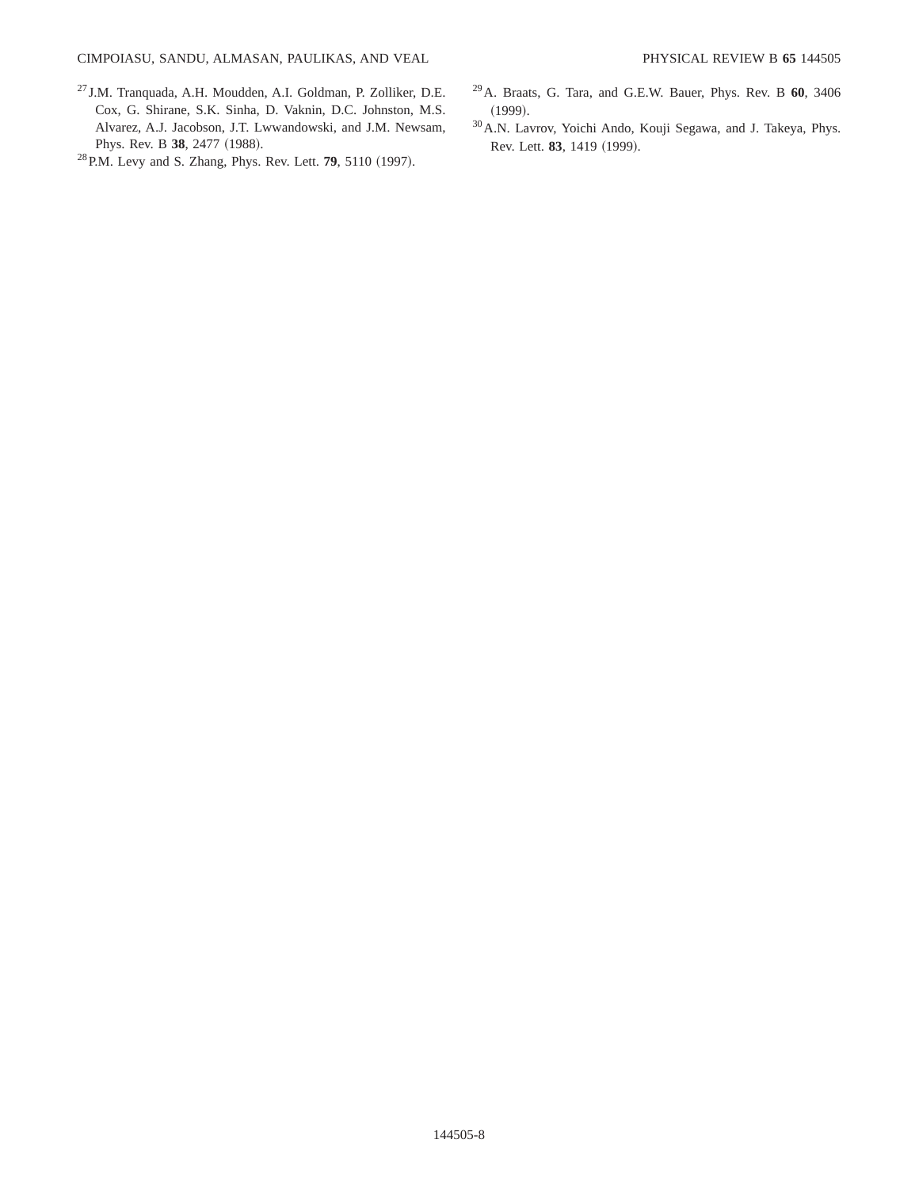[27] J.M. Tranquada, A.H. Moudden, A.I. Goldman, P. Zolliker, D.E. Cox, G. Shirane, S.K. Sinha, D. Vaknin, D.C. Johnston, M.S. Alvarez, A.J. Jacobson, J.T. Lwwandowski, and J.M. Newsam, Phys. Rev. B **38**, 2477 (1988).

[28] P.M. Levy and S. Zhang, Phys. Rev. Lett. **79**, 5110 (1997).

[29] A. Braats, G. Tara, and G.E.W. Bauer, Phys. Rev. B **60**, 3406 (1999).

[30] A.N. Lavrov, Yoichi Ando, Kouji Segawa, and J. Takeya, Phys. Rev. Lett. **83**, 1419 (1999).